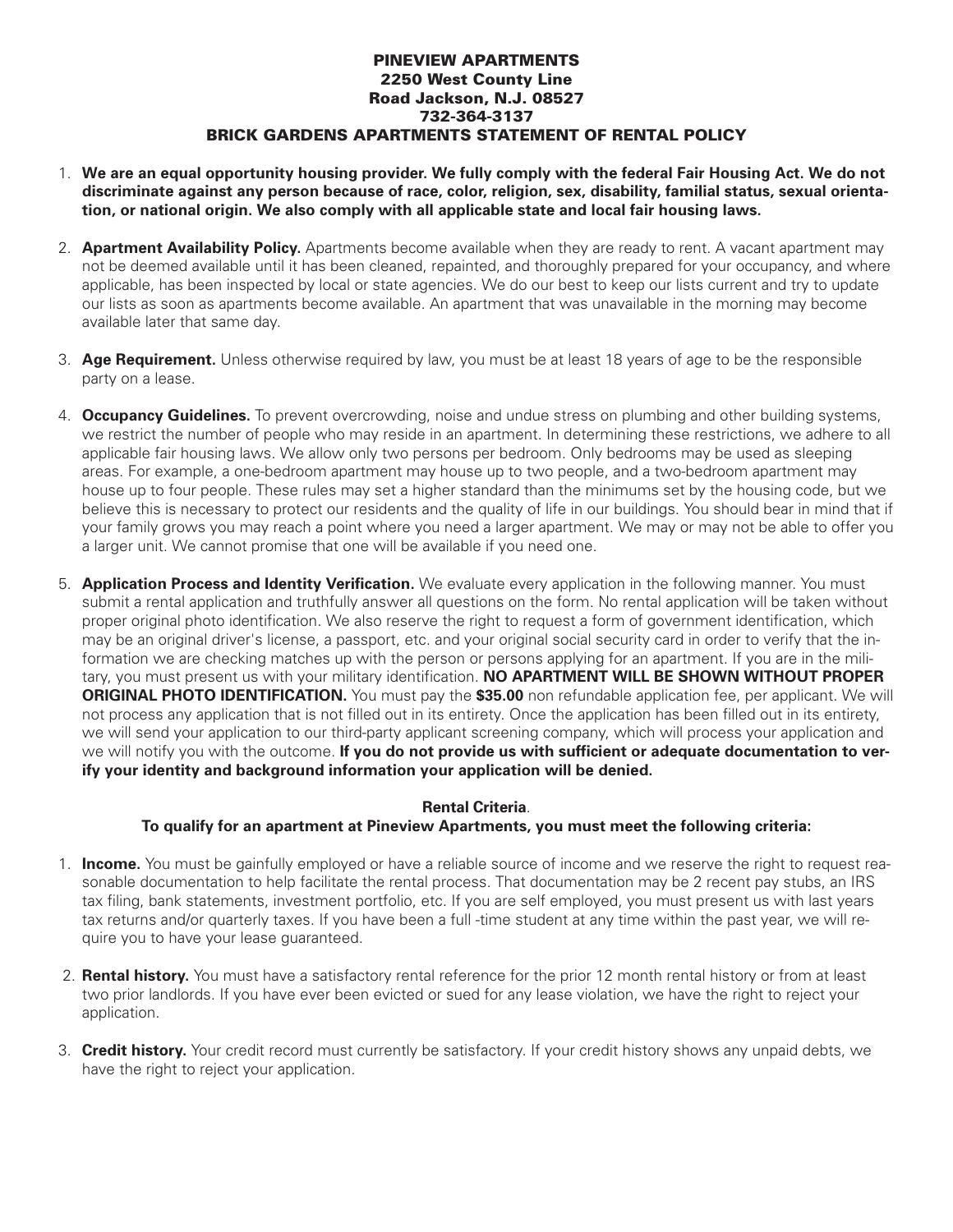# PINEVIEW APARTMENTS
## 2250 West County Line Road Jackson, N.J. 08527
## 732-364-3137
## BRICK GARDENS APARTMENTS STATEMENT OF RENTAL POLICY

1. **We are an equal opportunity housing provider. We fully comply with the federal Fair Housing Act. We do not discriminate against any person because of race, color, religion, sex, disability, familial status, sexual orientation, or national origin. We also comply with all applicable state and local fair housing laws.**

2. **Apartment Availability Policy.** Apartments become available when they are ready to rent. A vacant apartment may not be deemed available until it has been cleaned, repainted, and thoroughly prepared for your occupancy, and where applicable, has been inspected by local or state agencies. We do our best to keep our lists current and try to update our lists as soon as apartments become available. An apartment that was unavailable in the morning may become available later that same day.

3. **Age Requirement.** Unless otherwise required by law, you must be at least 18 years of age to be the responsible party on a lease.

4. **Occupancy Guidelines.** To prevent overcrowding, noise and undue stress on plumbing and other building systems, we restrict the number of people who may reside in an apartment. In determining these restrictions, we adhere to all applicable fair housing laws. We allow only two persons per bedroom. Only bedrooms may be used as sleeping areas. For example, a one-bedroom apartment may house up to two people, and a two-bedroom apartment may house up to four people. These rules may set a higher standard than the minimums set by the housing code, but we believe this is necessary to protect our residents and the quality of life in our buildings. You should bear in mind that if your family grows you may reach a point where you need a larger apartment. We may or may not be able to offer you a larger unit. We cannot promise that one will be available if you need one.

5. **Application Process and Identity Verification.** We evaluate every application in the following manner. You must submit a rental application and truthfully answer all questions on the form. No rental application will be taken without proper original photo identification. We also reserve the right to request a form of government identification, which may be an original driver's license, a passport, etc. and your original social security card in order to verify that the information we are checking matches up with the person or persons applying for an apartment. If you are in the military, you must present us with your military identification. **NO APARTMENT WILL BE SHOWN WITHOUT PROPER ORIGINAL PHOTO IDENTIFICATION.** You must pay the **$35.00** non refundable application fee, per applicant. We will not process any application that is not filled out in its entirety. Once the application has been filled out in its entirety, we will send your application to our third-party applicant screening company, which will process your application and we will notify you with the outcome. **If you do not provide us with sufficient or adequate documentation to verify your identity and background information your application will be denied.**

**Rental Criteria**.

**To qualify for an apartment at Pineview Apartments, you must meet the following criteria:**

1. **Income.** You must be gainfully employed or have a reliable source of income and we reserve the right to request reasonable documentation to help facilitate the rental process. That documentation may be 2 recent pay stubs, an IRS tax filing, bank statements, investment portfolio, etc. If you are self employed, you must present us with last years tax returns and/or quarterly taxes. If you have been a full -time student at any time within the past year, we will require you to have your lease guaranteed.

2. **Rental history.** You must have a satisfactory rental reference for the prior 12 month rental history or from at least two prior landlords. If you have ever been evicted or sued for any lease violation, we have the right to reject your application.

3. **Credit history.** Your credit record must currently be satisfactory. If your credit history shows any unpaid debts, we have the right to reject your application.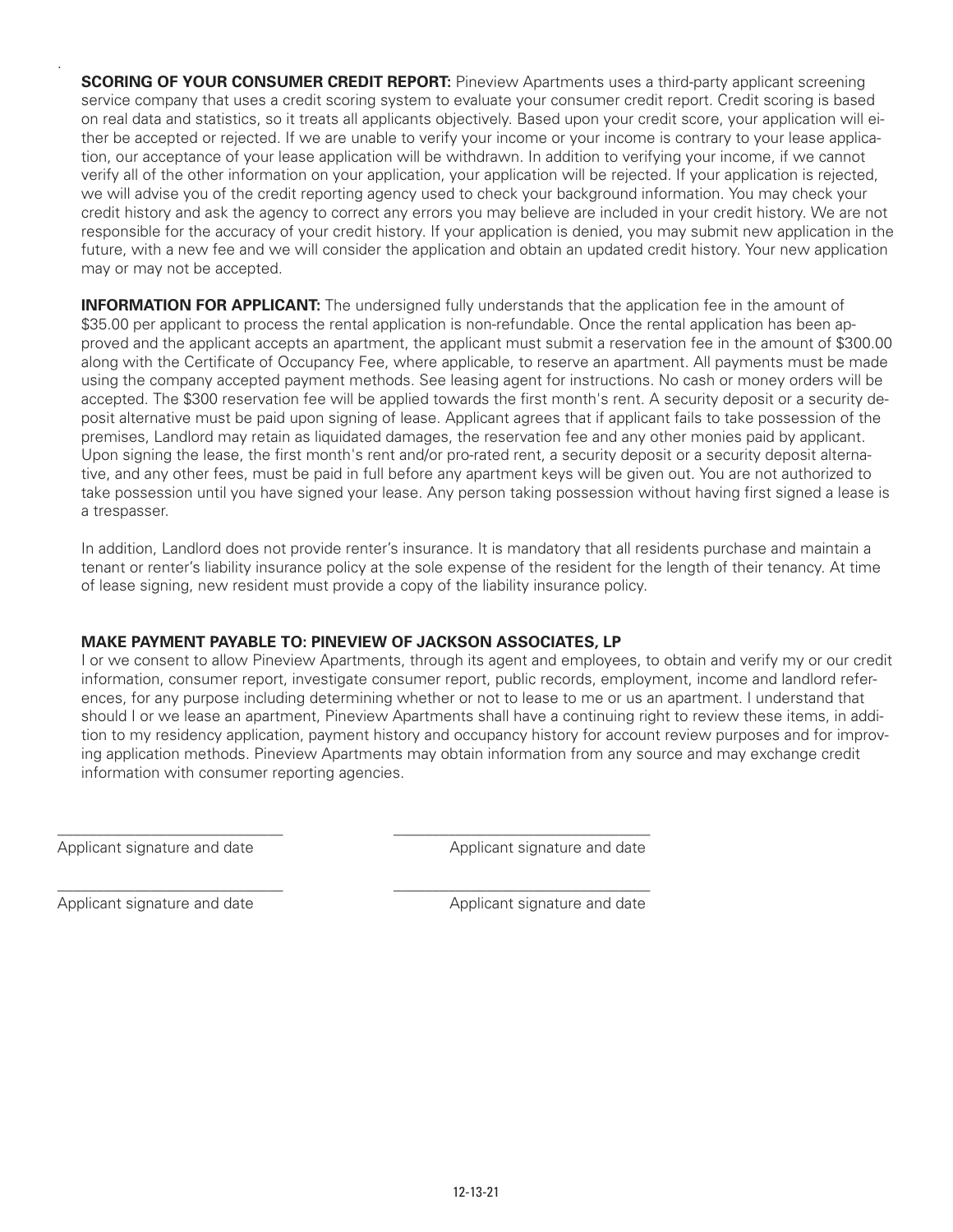**SCORING OF YOUR CONSUMER CREDIT REPORT:** Pineview Apartments uses a third-party applicant screening service company that uses a credit scoring system to evaluate your consumer credit report. Credit scoring is based on real data and statistics, so it treats all applicants objectively. Based upon your credit score, your application will either be accepted or rejected. If we are unable to verify your income or your income is contrary to your lease application, our acceptance of your lease application will be withdrawn. In addition to verifying your income, if we cannot verify all of the other information on your application, your application will be rejected. If your application is rejected, we will advise you of the credit reporting agency used to check your background information. You may check your credit history and ask the agency to correct any errors you may believe are included in your credit history. We are not responsible for the accuracy of your credit history. If your application is denied, you may submit new application in the future, with a new fee and we will consider the application and obtain an updated credit history. Your new application may or may not be accepted.

**INFORMATION FOR APPLICANT:** The undersigned fully understands that the application fee in the amount of $35.00 per applicant to process the rental application is non-refundable. Once the rental application has been approved and the applicant accepts an apartment, the applicant must submit a reservation fee in the amount of $300.00 along with the Certificate of Occupancy Fee, where applicable, to reserve an apartment. All payments must be made using the company accepted payment methods. See leasing agent for instructions. No cash or money orders will be accepted. The $300 reservation fee will be applied towards the first month's rent. A security deposit or a security deposit alternative must be paid upon signing of lease. Applicant agrees that if applicant fails to take possession of the premises, Landlord may retain as liquidated damages, the reservation fee and any other monies paid by applicant. Upon signing the lease, the first month's rent and/or pro-rated rent, a security deposit or a security deposit alternative, and any other fees, must be paid in full before any apartment keys will be given out. You are not authorized to take possession until you have signed your lease. Any person taking possession without having first signed a lease is a trespasser.

In addition, Landlord does not provide renter's insurance. It is mandatory that all residents purchase and maintain a tenant or renter's liability insurance policy at the sole expense of the resident for the length of their tenancy. At time of lease signing, new resident must provide a copy of the liability insurance policy.

**MAKE PAYMENT PAYABLE TO: PINEVIEW OF JACKSON ASSOCIATES, LP**

I or we consent to allow Pineview Apartments, through its agent and employees, to obtain and verify my or our credit information, consumer report, investigate consumer report, public records, employment, income and landlord references, for any purpose including determining whether or not to lease to me or us an apartment. I understand that should I or we lease an apartment, Pineview Apartments shall have a continuing right to review these items, in addition to my residency application, payment history and occupancy history for account review purposes and for improving application methods. Pineview Apartments may obtain information from any source and may exchange credit information with consumer reporting agencies.

\_\_\_\_\_\_\_\_\_\_\_\_\_\_\_\_\_\_\_\_\_\_\_\_\_\_\_\_ \_\_\_\_\_\_\_\_\_\_\_\_\_\_\_\_\_\_\_\_\_\_\_\_\_\_\_\_

Applicant signature and date Applicant signature and date

\_\_\_\_\_\_\_\_\_\_\_\_\_\_\_\_\_\_\_\_\_\_\_\_\_\_\_\_ \_\_\_\_\_\_\_\_\_\_\_\_\_\_\_\_\_\_\_\_\_\_\_\_\_\_\_\_

Applicant signature and date Applicant signature and date

12-13-21